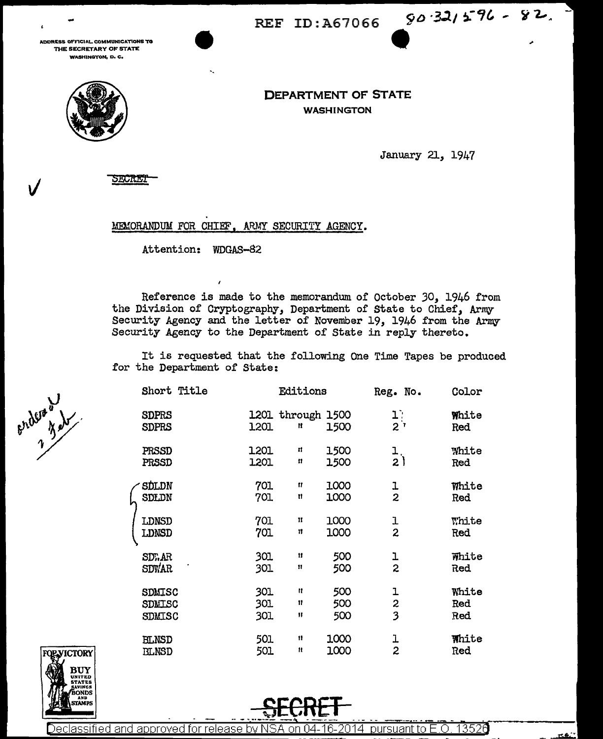REF ID:A67066 90-321596-82.

ADDRESS OFFICIAL COMMUNICATIONS TO THE SECRETARY OF STATE WASHINGTON, D. C.

DEPARTMENT OF STATE
WASHINGTON

January 21, 1947

SECRET

MEMORANDUM FOR CHIEF, ARMY SECURITY AGENCY.

Attention: WDGAS-82

Reference is made to the memorandum of October 30, 1946 from the Division of Cryptography, Department of State to Chief, Army Security Agency and the letter of November 19, 1946 from the Army Security Agency to the Department of State in reply thereto.

It is requested that the following One Time Tapes be produced for the Department of State:

ordered 1 Feb

| Short Title | Editions | Reg. No. | Color |
|---|---|---|---|
| SDPRS | 1201 through 1500 | 1 | White |
| SDPRS | 1201 " 1500 | 2 | Red |
| PRSSD | 1201 " 1500 | 1 | White |
| PRSSD | 1201 " 1500 | 2 | Red |
| SDLDN | 701 " 1000 | 1 | White |
| SDLDN | 701 " 1000 | 2 | Red |
| LDNSD | 701 " 1000 | 1 | White |
| LDNSD | 701 " 1000 | 2 | Red |
| SDWAR | 301 " 500 | 1 | White |
| SDWAR | 301 " 500 | 2 | Red |
| SDMISC | 301 " 500 | 1 | White |
| SDMISC | 301 " 500 | 2 | Red |
| SDMISC | 301 " 500 | 3 | Red |
| BLNSD | 501 " 1000 | 1 | White |
| BLNSD | 501 " 1000 | 2 | Red |

SECRET

Declassified and approved for release by NSA on 04-16-2014 pursuant to E.O. 13526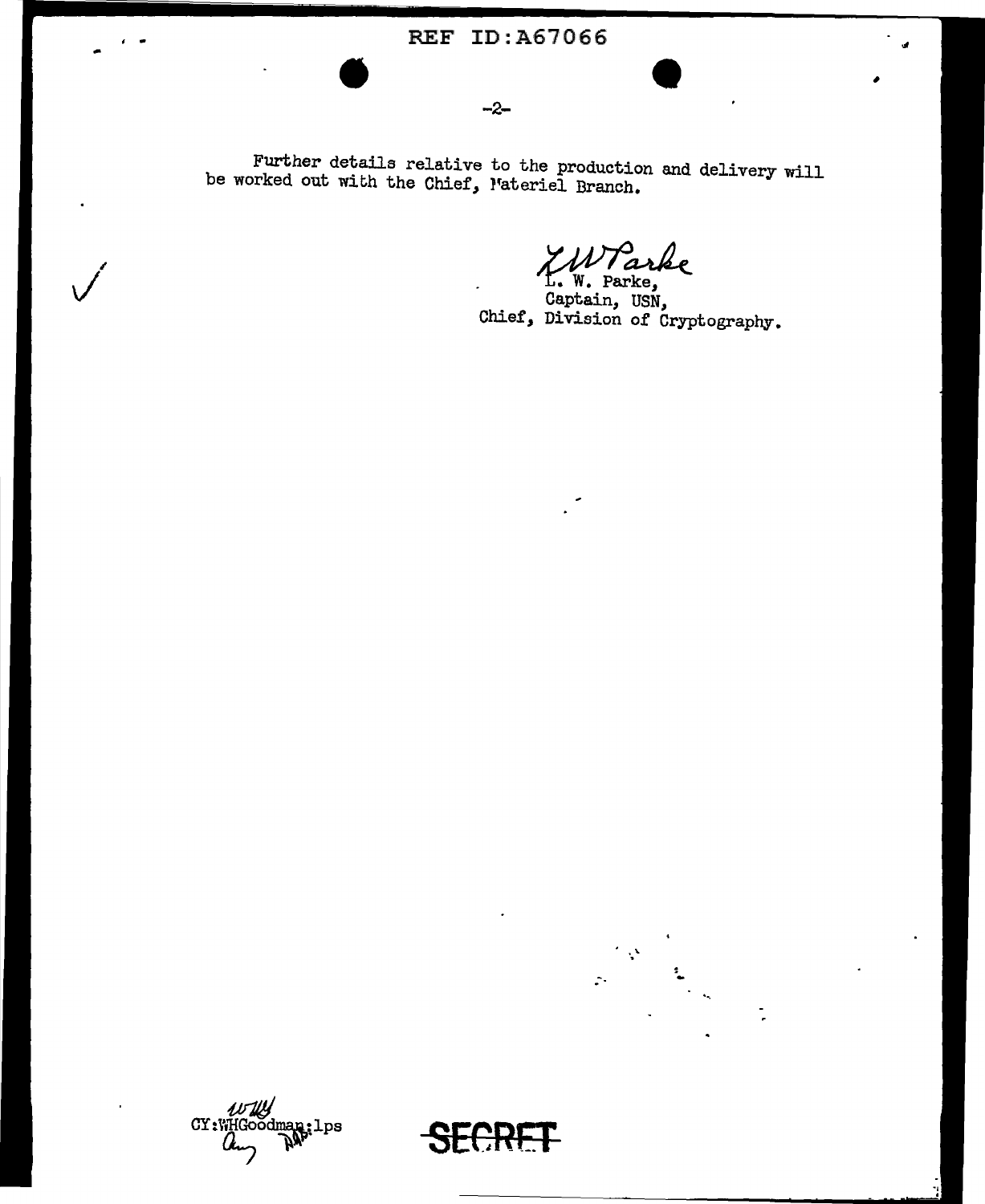Further details relative to the production and delivery will be worked out with the Chief, Materiel Branch.

L. W. Parke,
Captain, USN,
Chief, Division of Cryptography.

CY:WHGoodman:lps

SECRET